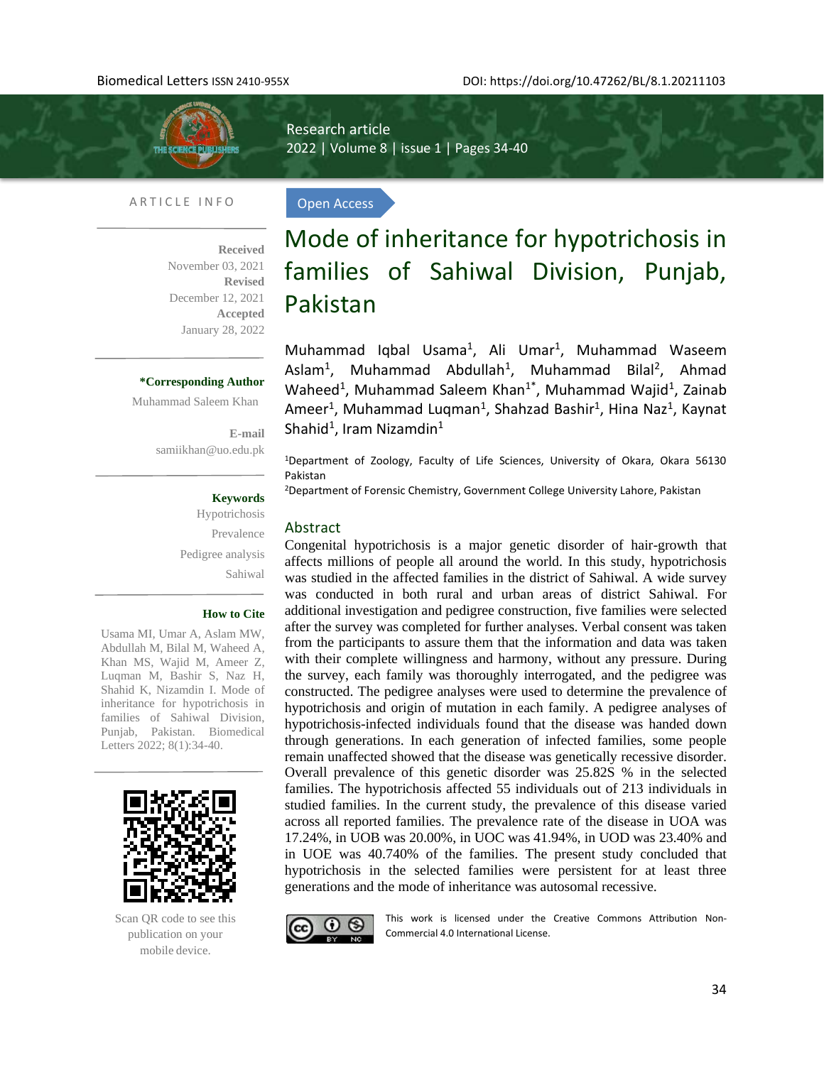Research article

Open Access

# Mode of inheritance for hypotrichosis in families of Sahiwal Division, Punjab, Pakistan

Muhammad Iqbal Usama[1], Ali Umar[1], Muhammad Waseem Aslam[1], Muhammad Abdullah[1], Muhammad Bilal[2], Ahmad Waheed[1], Muhammad Saleem Khan[1*], Muhammad Wajid[1], Zainab Ameer[1], Muhammad Luqman[1], Shahzad Bashir[1], Hina Naz[1], Kaynat Shahid[1], Iram Nizamdin[1]

[1]Department of Zoology, Faculty of Life Sciences, University of Okara, Okara 56130 Pakistan

[2]Department of Forensic Chemistry, Government College University Lahore, Pakistan

ARTICLE INFO

**Received** November 03, 2021
**Revised** December 12, 2021
**Accepted** January 28, 2022

***Corresponding Author**
Muhammad Saleem Khan

**E-mail**
samiikhan@uo.edu.pk

**Keywords**
Hypotrichosis
Prevalence
Pedigree analysis
Sahiwal

**How to Cite**
Usama MI, Umar A, Aslam MW, Abdullah M, Bilal M, Waheed A, Khan MS, Wajid M, Ameer Z, Luqman M, Bashir S, Naz H, Shahid K, Nizamdin I. Mode of inheritance for hypotrichosis in families of Sahiwal Division, Punjab, Pakistan. Biomedical Letters 2022; 8(1):34-40.

Scan QR code to see this publication on your mobile device.

## Abstract

Congenital hypotrichosis is a major genetic disorder of hair-growth that affects millions of people all around the world. In this study, hypotrichosis was studied in the affected families in the district of Sahiwal. A wide survey was conducted in both rural and urban areas of district Sahiwal. For additional investigation and pedigree construction, five families were selected after the survey was completed for further analyses. Verbal consent was taken from the participants to assure them that the information and data was taken with their complete willingness and harmony, without any pressure. During the survey, each family was thoroughly interrogated, and the pedigree was constructed. The pedigree analyses were used to determine the prevalence of hypotrichosis and origin of mutation in each family. A pedigree analyses of hypotrichosis-infected individuals found that the disease was handed down through generations. In each generation of infected families, some people remain unaffected showed that the disease was genetically recessive disorder. Overall prevalence of this genetic disorder was 25.82S % in the selected families. The hypotrichosis affected 55 individuals out of 213 individuals in studied families. In the current study, the prevalence of this disease varied across all reported families. The prevalence rate of the disease in UOA was 17.24%, in UOB was 20.00%, in UOC was 41.94%, in UOD was 23.40% and in UOE was 40.740% of the families. The present study concluded that hypotrichosis in the selected families were persistent for at least three generations and the mode of inheritance was autosomal recessive.

This work is licensed under the Creative Commons Attribution Non-Commercial 4.0 International License.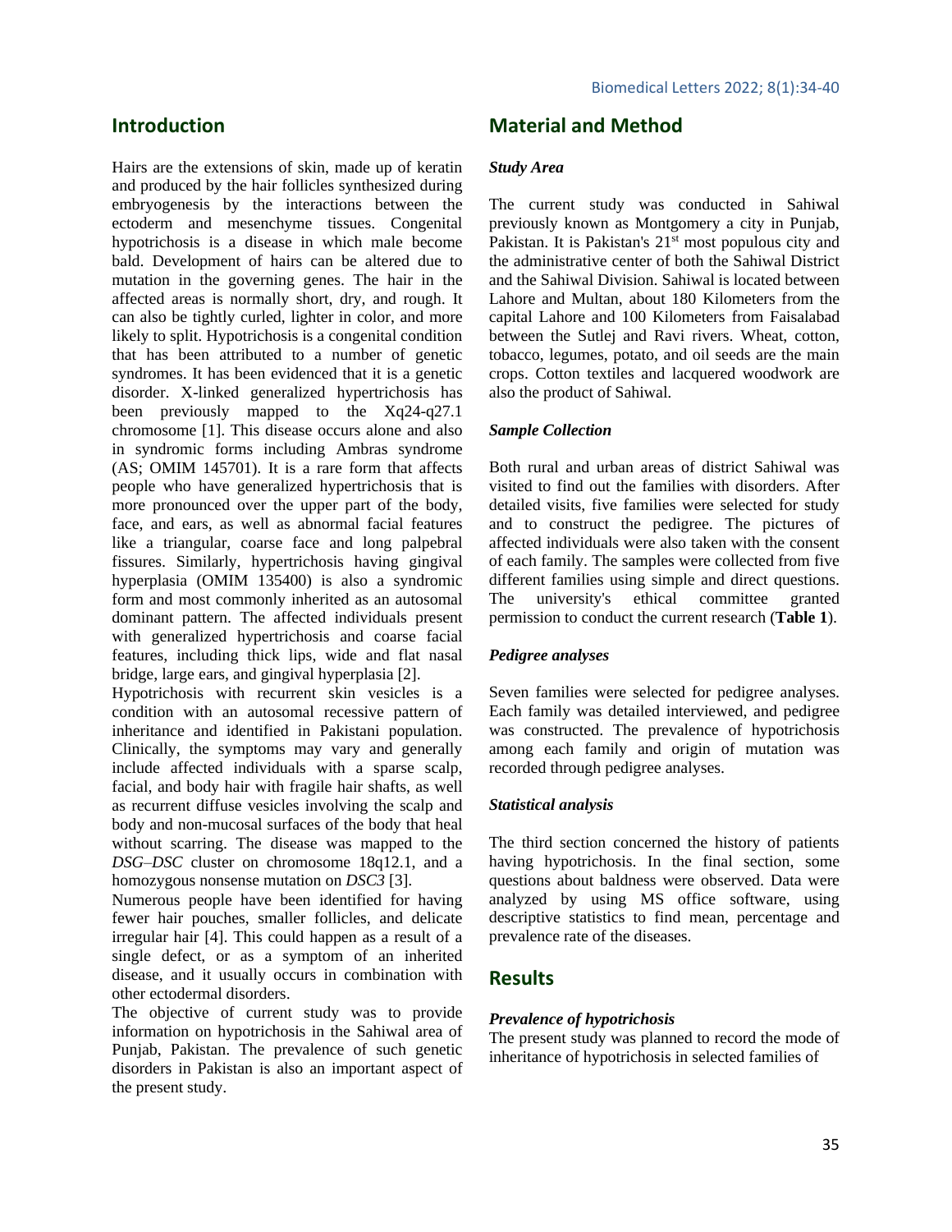## Introduction

Hairs are the extensions of skin, made up of keratin and produced by the hair follicles synthesized during embryogenesis by the interactions between the ectoderm and mesenchyme tissues. Congenital hypotrichosis is a disease in which male become bald. Development of hairs can be altered due to mutation in the governing genes. The hair in the affected areas is normally short, dry, and rough. It can also be tightly curled, lighter in color, and more likely to split. Hypotrichosis is a congenital condition that has been attributed to a number of genetic syndromes. It has been evidenced that it is a genetic disorder. X-linked generalized hypertrichosis has been previously mapped to the Xq24-q27.1 chromosome [1]. This disease occurs alone and also in syndromic forms including Ambras syndrome (AS; OMIM 145701). It is a rare form that affects people who have generalized hypertrichosis that is more pronounced over the upper part of the body, face, and ears, as well as abnormal facial features like a triangular, coarse face and long palpebral fissures. Similarly, hypertrichosis having gingival hyperplasia (OMIM 135400) is also a syndromic form and most commonly inherited as an autosomal dominant pattern. The affected individuals present with generalized hypertrichosis and coarse facial features, including thick lips, wide and flat nasal bridge, large ears, and gingival hyperplasia [2].

Hypotrichosis with recurrent skin vesicles is a condition with an autosomal recessive pattern of inheritance and identified in Pakistani population. Clinically, the symptoms may vary and generally include affected individuals with a sparse scalp, facial, and body hair with fragile hair shafts, as well as recurrent diffuse vesicles involving the scalp and body and non-mucosal surfaces of the body that heal without scarring. The disease was mapped to the *DSG–DSC* cluster on chromosome 18q12.1, and a homozygous nonsense mutation on *DSC3* [3].

Numerous people have been identified for having fewer hair pouches, smaller follicles, and delicate irregular hair [4]. This could happen as a result of a single defect, or as a symptom of an inherited disease, and it usually occurs in combination with other ectodermal disorders.

The objective of current study was to provide information on hypotrichosis in the Sahiwal area of Punjab, Pakistan. The prevalence of such genetic disorders in Pakistan is also an important aspect of the present study.

## Material and Method

### *Study Area*

The current study was conducted in Sahiwal previously known as Montgomery a city in Punjab, Pakistan. It is Pakistan's 21[st] most populous city and the administrative center of both the Sahiwal District and the Sahiwal Division. Sahiwal is located between Lahore and Multan, about 180 Kilometers from the capital Lahore and 100 Kilometers from Faisalabad between the Sutlej and Ravi rivers. Wheat, cotton, tobacco, legumes, potato, and oil seeds are the main crops. Cotton textiles and lacquered woodwork are also the product of Sahiwal.

### *Sample Collection*

Both rural and urban areas of district Sahiwal was visited to find out the families with disorders. After detailed visits, five families were selected for study and to construct the pedigree. The pictures of affected individuals were also taken with the consent of each family. The samples were collected from five different families using simple and direct questions. The university's ethical committee granted permission to conduct the current research (**Table 1**).

### *Pedigree analyses*

Seven families were selected for pedigree analyses. Each family was detailed interviewed, and pedigree was constructed. The prevalence of hypotrichosis among each family and origin of mutation was recorded through pedigree analyses.

### *Statistical analysis*

The third section concerned the history of patients having hypotrichosis. In the final section, some questions about baldness were observed. Data were analyzed by using MS office software, using descriptive statistics to find mean, percentage and prevalence rate of the diseases.

## Results

### *Prevalence of hypotrichosis*

The present study was planned to record the mode of inheritance of hypotrichosis in selected families of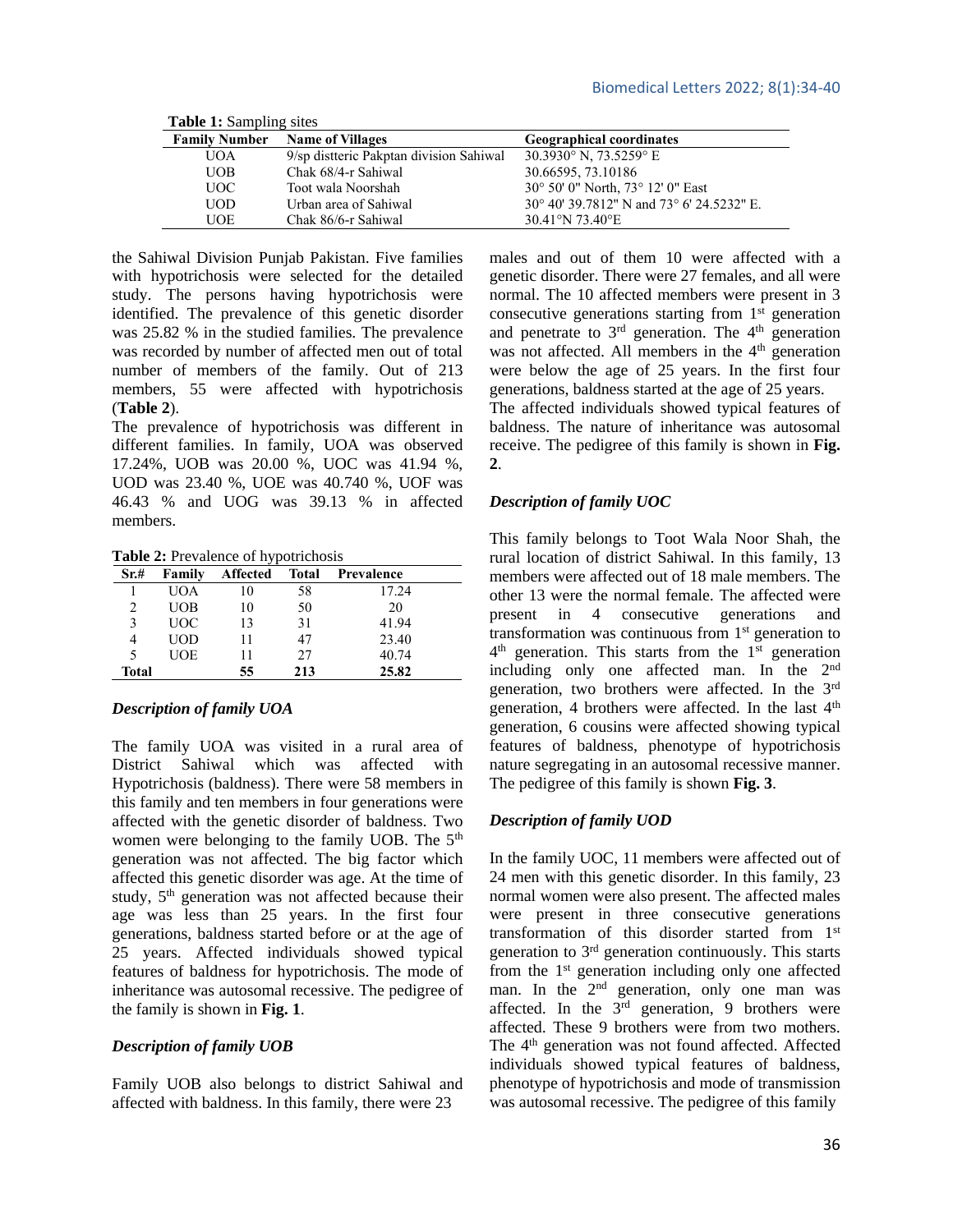**Table 1:** Sampling sites

| Family Number | Name of Villages | Geographical coordinates |
|---|---|---|
| UOA | 9/sp distteric Pakptan division Sahiwal | 30.3930° N, 73.5259° E |
| UOB | Chak 68/4-r Sahiwal | 30.66595, 73.10186 |
| UOC | Toot wala Noorshah | 30° 50' 0" North, 73° 12' 0" East |
| UOD | Urban area of Sahiwal | 30° 40' 39.7812" N and 73° 6' 24.5232" E. |
| UOE | Chak 86/6-r Sahiwal | 30.41°N 73.40°E |

the Sahiwal Division Punjab Pakistan. Five families with hypotrichosis were selected for the detailed study. The persons having hypotrichosis were identified. The prevalence of this genetic disorder was 25.82 % in the studied families. The prevalence was recorded by number of affected men out of total number of members of the family. Out of 213 members, 55 were affected with hypotrichosis (**Table 2**).

The prevalence of hypotrichosis was different in different families. In family, UOA was observed 17.24%, UOB was 20.00 %, UOC was 41.94 %, UOD was 23.40 %, UOE was 40.740 %, UOF was 46.43 % and UOG was 39.13 % in affected members.

**Table 2:** Prevalence of hypotrichosis

| Sr.# | Family | Affected | Total | Prevalence |
|---|---|---|---|---|
| 1 | UOA | 10 | 58 | 17.24 |
| 2 | UOB | 10 | 50 | 20 |
| 3 | UOC | 13 | 31 | 41.94 |
| 4 | UOD | 11 | 47 | 23.40 |
| 5 | UOE | 11 | 27 | 40.74 |
| **Total** | | **55** | **213** | **25.82** |

### *Description of family UOA*

The family UOA was visited in a rural area of District Sahiwal which was affected with Hypotrichosis (baldness). There were 58 members in this family and ten members in four generations were affected with the genetic disorder of baldness. Two women were belonging to the family UOB. The 5th generation was not affected. The big factor which affected this genetic disorder was age. At the time of study, 5th generation was not affected because their age was less than 25 years. In the first four generations, baldness started before or at the age of 25 years. Affected individuals showed typical features of baldness for hypotrichosis. The mode of inheritance was autosomal recessive. The pedigree of the family is shown in **Fig. 1**.

### *Description of family UOB*

Family UOB also belongs to district Sahiwal and affected with baldness. In this family, there were 23 males and out of them 10 were affected with a genetic disorder. There were 27 females, and all were normal. The 10 affected members were present in 3 consecutive generations starting from 1st generation and penetrate to 3rd generation. The 4th generation was not affected. All members in the 4th generation were below the age of 25 years. In the first four generations, baldness started at the age of 25 years.

The affected individuals showed typical features of baldness. The nature of inheritance was autosomal receive. The pedigree of this family is shown in **Fig. 2**.

### *Description of family UOC*

This family belongs to Toot Wala Noor Shah, the rural location of district Sahiwal. In this family, 13 members were affected out of 18 male members. The other 13 were the normal female. The affected were present in 4 consecutive generations and transformation was continuous from 1st generation to 4th generation. This starts from the 1st generation including only one affected man. In the 2nd generation, two brothers were affected. In the 3rd generation, 4 brothers were affected. In the last 4th generation, 6 cousins were affected showing typical features of baldness, phenotype of hypotrichosis nature segregating in an autosomal recessive manner. The pedigree of this family is shown **Fig. 3**.

### *Description of family UOD*

In the family UOC, 11 members were affected out of 24 men with this genetic disorder. In this family, 23 normal women were also present. The affected males were present in three consecutive generations transformation of this disorder started from 1st generation to 3rd generation continuously. This starts from the 1st generation including only one affected man. In the 2nd generation, only one man was affected. In the 3rd generation, 9 brothers were affected. These 9 brothers were from two mothers. The 4th generation was not found affected. Affected individuals showed typical features of baldness, phenotype of hypotrichosis and mode of transmission was autosomal recessive. The pedigree of this family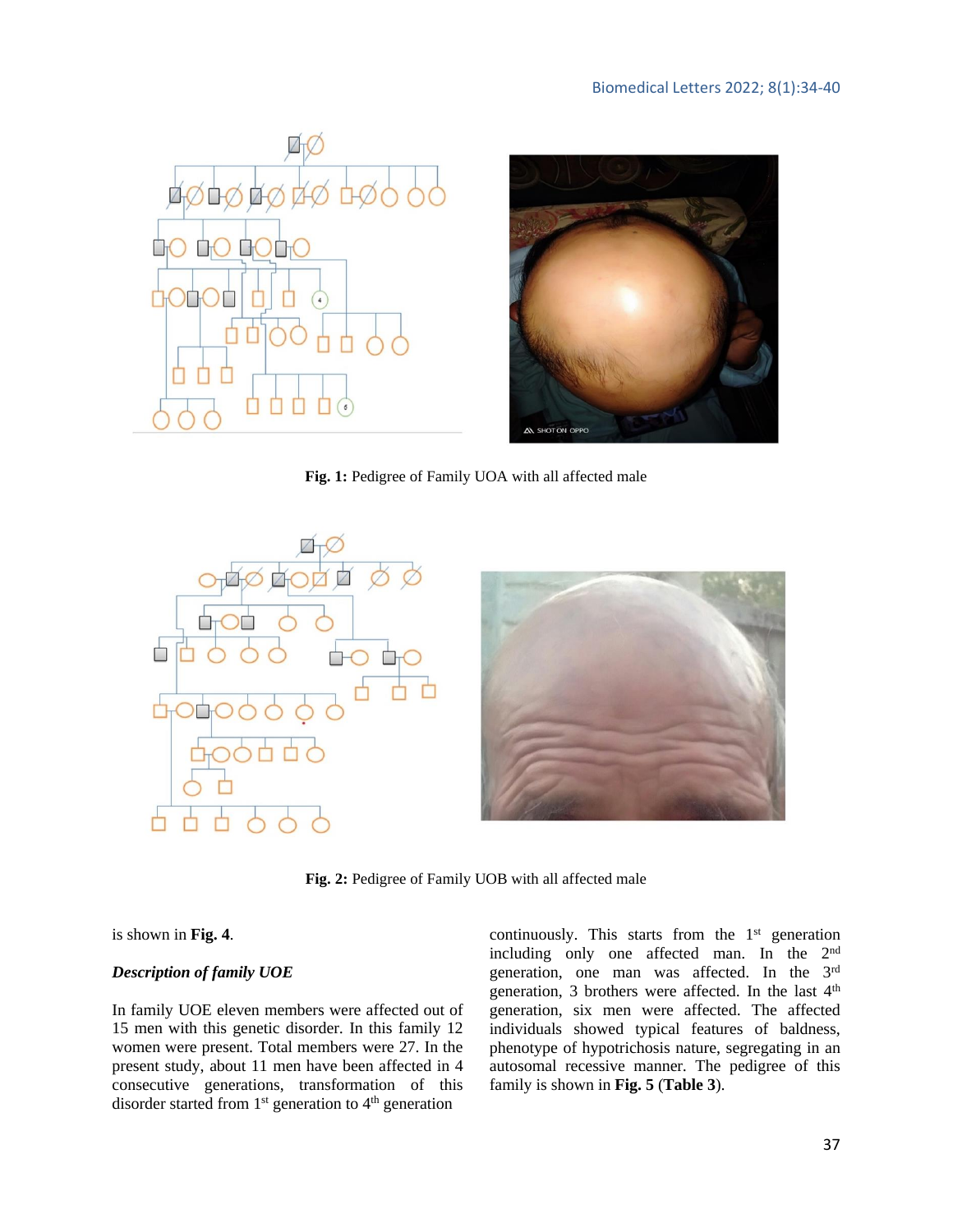Fig. 1: Pedigree of Family UOA with all affected male

Fig. 2: Pedigree of Family UOB with all affected male

is shown in **Fig. 4**.

***Description of family UOE***

In family UOE eleven members were affected out of 15 men with this genetic disorder. In this family 12 women were present. Total members were 27. In the present study, about 11 men have been affected in 4 consecutive generations, transformation of this disorder started from 1st generation to 4th generation continuously. This starts from the 1st generation including only one affected man. In the 2nd generation, one man was affected. In the 3rd generation, 3 brothers were affected. In the last 4th generation, six men were affected. The affected individuals showed typical features of baldness, phenotype of hypotrichosis nature, segregating in an autosomal recessive manner. The pedigree of this family is shown in **Fig. 5** (**Table 3**).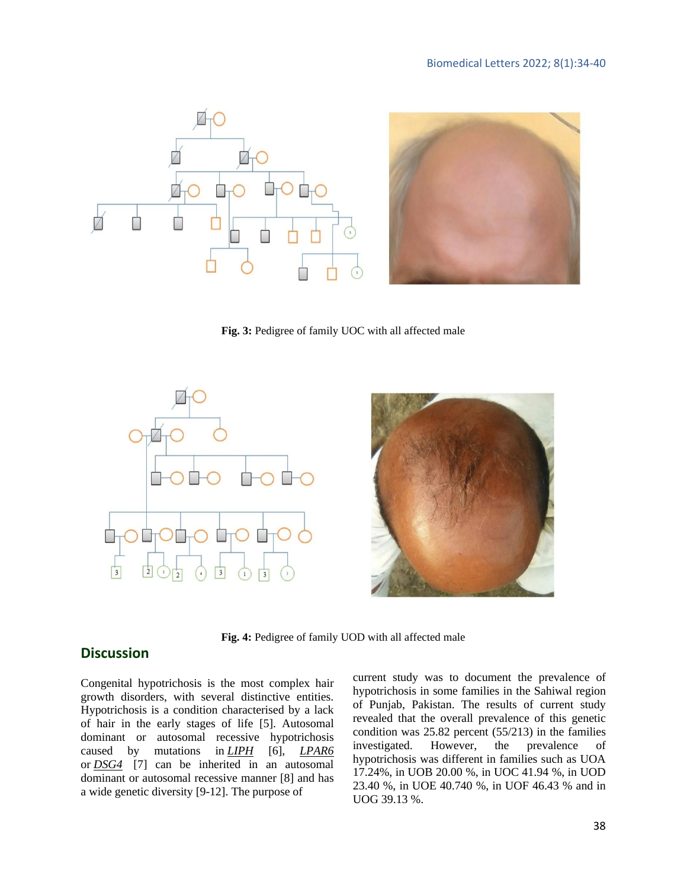**Fig. 3:** Pedigree of family UOC with all affected male

**Fig. 4:** Pedigree of family UOD with all affected male

## Discussion

Congenital hypotrichosis is the most complex hair growth disorders, with several distinctive entities. Hypotrichosis is a condition characterised by a lack of hair in the early stages of life [5]. Autosomal dominant or autosomal recessive hypotrichosis caused by mutations in *LIPH* [6], *LPAR6* or *DSG4* [7] can be inherited in an autosomal dominant or autosomal recessive manner [8] and has a wide genetic diversity [9-12]. The purpose of current study was to document the prevalence of hypotrichosis in some families in the Sahiwal region of Punjab, Pakistan. The results of current study revealed that the overall prevalence of this genetic condition was 25.82 percent (55/213) in the families investigated. However, the prevalence of hypotrichosis was different in families such as UOA 17.24%, in UOB 20.00 %, in UOC 41.94 %, in UOD 23.40 %, in UOE 40.740 %, in UOF 46.43 % and in UOG 39.13 %.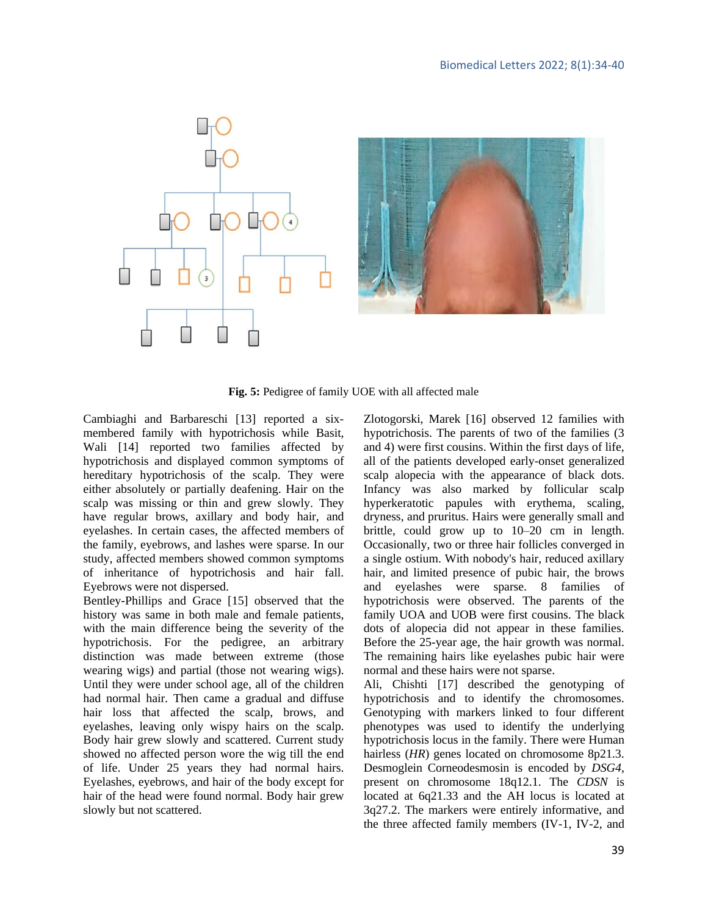Fig. 5: Pedigree of family UOE with all affected male

Cambiaghi and Barbareschi [13] reported a six-membered family with hypotrichosis while Basit, Wali [14] reported two families affected by hypotrichosis and displayed common symptoms of hereditary hypotrichosis of the scalp. They were either absolutely or partially deafening. Hair on the scalp was missing or thin and grew slowly. They have regular brows, axillary and body hair, and eyelashes. In certain cases, the affected members of the family, eyebrows, and lashes were sparse. In our study, affected members showed common symptoms of inheritance of hypotrichosis and hair fall. Eyebrows were not dispersed.

Bentley-Phillips and Grace [15] observed that the history was same in both male and female patients, with the main difference being the severity of the hypotrichosis. For the pedigree, an arbitrary distinction was made between extreme (those wearing wigs) and partial (those not wearing wigs). Until they were under school age, all of the children had normal hair. Then came a gradual and diffuse hair loss that affected the scalp, brows, and eyelashes, leaving only wispy hairs on the scalp. Body hair grew slowly and scattered. Current study showed no affected person wore the wig till the end of life. Under 25 years they had normal hairs. Eyelashes, eyebrows, and hair of the body except for hair of the head were found normal. Body hair grew slowly but not scattered.

Zlotogorski, Marek [16] observed 12 families with hypotrichosis. The parents of two of the families (3 and 4) were first cousins. Within the first days of life, all of the patients developed early-onset generalized scalp alopecia with the appearance of black dots. Infancy was also marked by follicular scalp hyperkeratotic papules with erythema, scaling, dryness, and pruritus. Hairs were generally small and brittle, could grow up to 10–20 cm in length. Occasionally, two or three hair follicles converged in a single ostium. With nobody's hair, reduced axillary hair, and limited presence of pubic hair, the brows and eyelashes were sparse. 8 families of hypotrichosis were observed. The parents of the family UOA and UOB were first cousins. The black dots of alopecia did not appear in these families. Before the 25-year age, the hair growth was normal. The remaining hairs like eyelashes pubic hair were normal and these hairs were not sparse.

Ali, Chishti [17] described the genotyping of hypotrichosis and to identify the chromosomes. Genotyping with markers linked to four different phenotypes was used to identify the underlying hypotrichosis locus in the family. There were Human hairless (*HR*) genes located on chromosome 8p21.3. Desmoglein Corneodesmosin is encoded by *DSG4*, present on chromosome 18q12.1. The *CDSN* is located at 6q21.33 and the AH locus is located at 3q27.2. The markers were entirely informative, and the three affected family members (IV-1, IV-2, and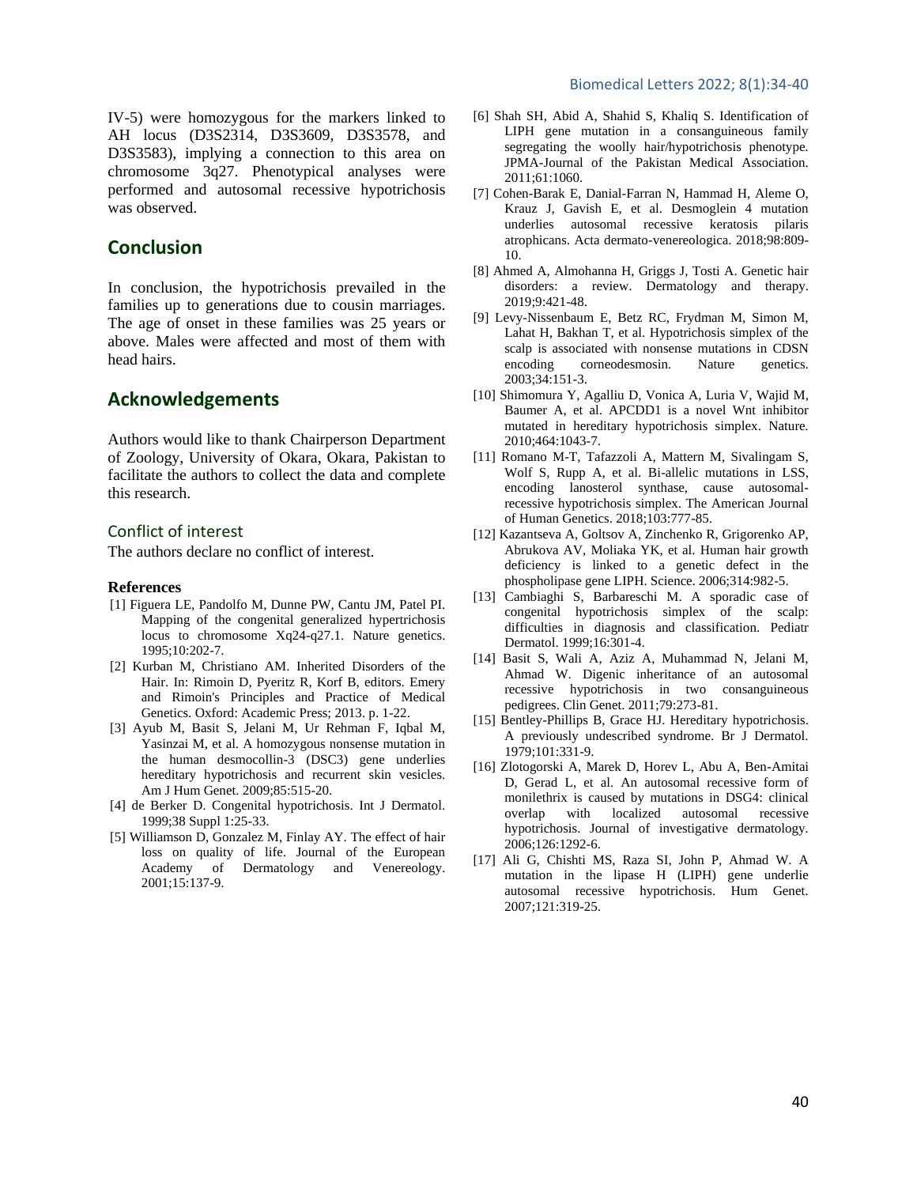IV-5) were homozygous for the markers linked to AH locus (D3S2314, D3S3609, D3S3578, and D3S3583), implying a connection to this area on chromosome 3q27. Phenotypical analyses were performed and autosomal recessive hypotrichosis was observed.

## Conclusion

In conclusion, the hypotrichosis prevailed in the families up to generations due to cousin marriages. The age of onset in these families was 25 years or above. Males were affected and most of them with head hairs.

## Acknowledgements

Authors would like to thank Chairperson Department of Zoology, University of Okara, Okara, Pakistan to facilitate the authors to collect the data and complete this research.

### Conflict of interest

The authors declare no conflict of interest.

**References**

[1] Figuera LE, Pandolfo M, Dunne PW, Cantu JM, Patel PI. Mapping of the congenital generalized hypertrichosis locus to chromosome Xq24-q27.1. Nature genetics. 1995;10:202-7.

[2] Kurban M, Christiano AM. Inherited Disorders of the Hair. In: Rimoin D, Pyeritz R, Korf B, editors. Emery and Rimoin's Principles and Practice of Medical Genetics. Oxford: Academic Press; 2013. p. 1-22.

[3] Ayub M, Basit S, Jelani M, Ur Rehman F, Iqbal M, Yasinzai M, et al. A homozygous nonsense mutation in the human desmocollin-3 (DSC3) gene underlies hereditary hypotrichosis and recurrent skin vesicles. Am J Hum Genet. 2009;85:515-20.

[4] de Berker D. Congenital hypotrichosis. Int J Dermatol. 1999;38 Suppl 1:25-33.

[5] Williamson D, Gonzalez M, Finlay AY. The effect of hair loss on quality of life. Journal of the European Academy of Dermatology and Venereology. 2001;15:137-9.

[6] Shah SH, Abid A, Shahid S, Khaliq S. Identification of LIPH gene mutation in a consanguineous family segregating the woolly hair/hypotrichosis phenotype. JPMA-Journal of the Pakistan Medical Association. 2011;61:1060.

[7] Cohen-Barak E, Danial-Farran N, Hammad H, Aleme O, Krauz J, Gavish E, et al. Desmoglein 4 mutation underlies autosomal recessive keratosis pilaris atrophicans. Acta dermato-venereologica. 2018;98:809-10.

[8] Ahmed A, Almohanna H, Griggs J, Tosti A. Genetic hair disorders: a review. Dermatology and therapy. 2019;9:421-48.

[9] Levy-Nissenbaum E, Betz RC, Frydman M, Simon M, Lahat H, Bakhan T, et al. Hypotrichosis simplex of the scalp is associated with nonsense mutations in CDSN encoding corneodesmosin. Nature genetics. 2003;34:151-3.

[10] Shimomura Y, Agalliu D, Vonica A, Luria V, Wajid M, Baumer A, et al. APCDD1 is a novel Wnt inhibitor mutated in hereditary hypotrichosis simplex. Nature. 2010;464:1043-7.

[11] Romano M-T, Tafazzoli A, Mattern M, Sivalingam S, Wolf S, Rupp A, et al. Bi-allelic mutations in LSS, encoding lanosterol synthase, cause autosomal-recessive hypotrichosis simplex. The American Journal of Human Genetics. 2018;103:777-85.

[12] Kazantseva A, Goltsov A, Zinchenko R, Grigorenko AP, Abrukova AV, Moliaka YK, et al. Human hair growth deficiency is linked to a genetic defect in the phospholipase gene LIPH. Science. 2006;314:982-5.

[13] Cambiaghi S, Barbareschi M. A sporadic case of congenital hypotrichosis simplex of the scalp: difficulties in diagnosis and classification. Pediatr Dermatol. 1999;16:301-4.

[14] Basit S, Wali A, Aziz A, Muhammad N, Jelani M, Ahmad W. Digenic inheritance of an autosomal recessive hypotrichosis in two consanguineous pedigrees. Clin Genet. 2011;79:273-81.

[15] Bentley-Phillips B, Grace HJ. Hereditary hypotrichosis. A previously undescribed syndrome. Br J Dermatol. 1979;101:331-9.

[16] Zlotogorski A, Marek D, Horev L, Abu A, Ben-Amitai D, Gerad L, et al. An autosomal recessive form of monilethrix is caused by mutations in DSG4: clinical overlap with localized autosomal recessive hypotrichosis. Journal of investigative dermatology. 2006;126:1292-6.

[17] Ali G, Chishti MS, Raza SI, John P, Ahmad W. A mutation in the lipase H (LIPH) gene underlie autosomal recessive hypotrichosis. Hum Genet. 2007;121:319-25.